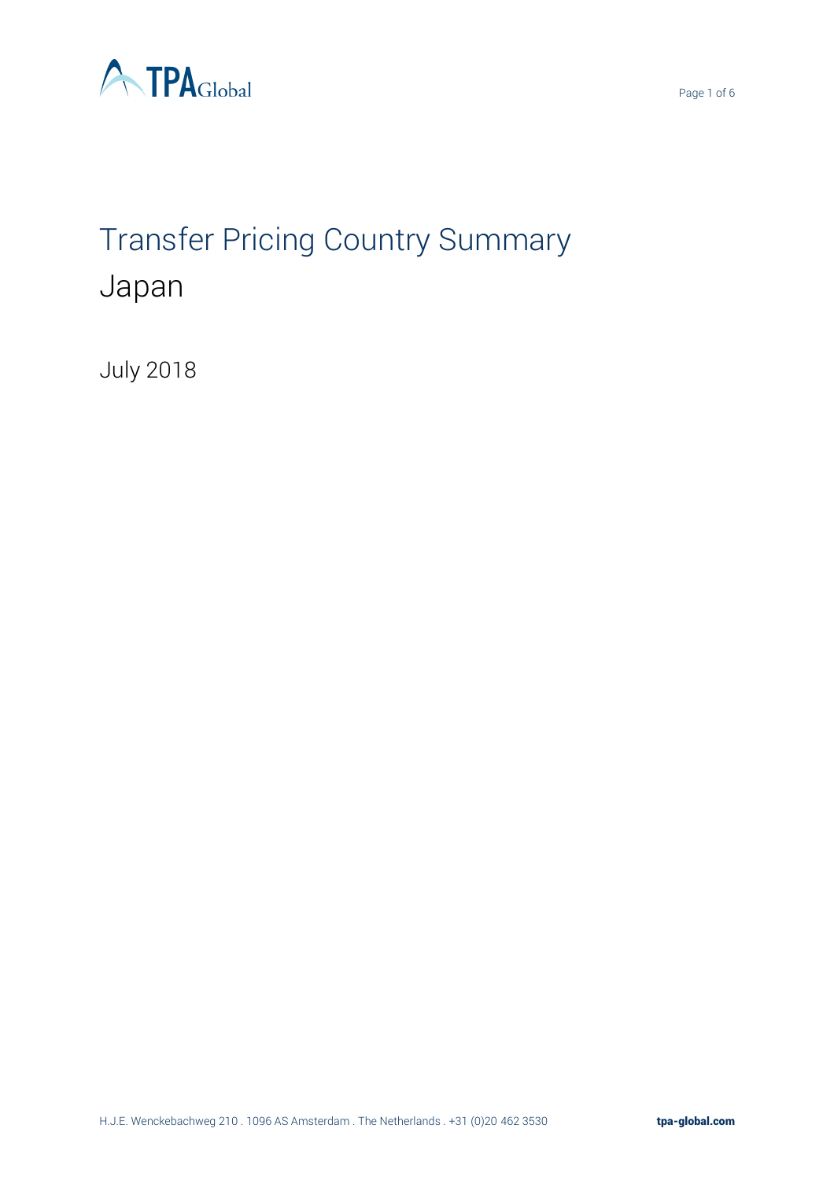# Transfer Pricing Country Summary

## Japan

July 2018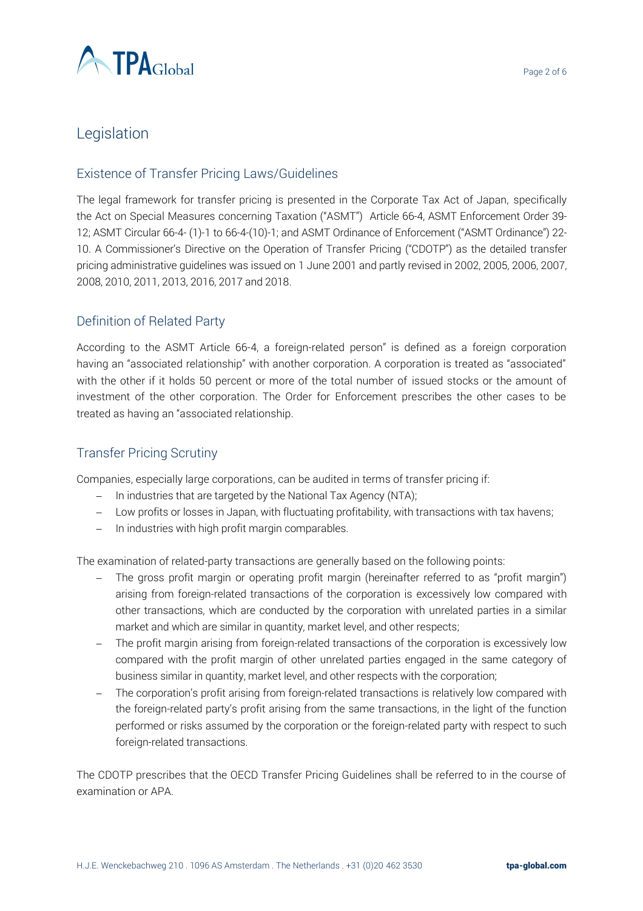# Legislation

## Existence of Transfer Pricing Laws/Guidelines

The legal framework for transfer pricing is presented in the Corporate Tax Act of Japan, specifically the Act on Special Measures concerning Taxation ("ASMT") Article 66-4, ASMT Enforcement Order 39-12; ASMT Circular 66-4- (1)-1 to 66-4-(10)-1; and ASMT Ordinance of Enforcement ("ASMT Ordinance") 22-10. A Commissioner's Directive on the Operation of Transfer Pricing ("CDOTP") as the detailed transfer pricing administrative guidelines was issued on 1 June 2001 and partly revised in 2002, 2005, 2006, 2007, 2008, 2010, 2011, 2013, 2016, 2017 and 2018.

## Definition of Related Party

According to the ASMT Article 66-4, a foreign-related person" is defined as a foreign corporation having an "associated relationship" with another corporation. A corporation is treated as "associated" with the other if it holds 50 percent or more of the total number of issued stocks or the amount of investment of the other corporation. The Order for Enforcement prescribes the other cases to be treated as having an "associated relationship.

## Transfer Pricing Scrutiny

Companies, especially large corporations, can be audited in terms of transfer pricing if:

- In industries that are targeted by the National Tax Agency (NTA);
- Low profits or losses in Japan, with fluctuating profitability, with transactions with tax havens;
- In industries with high profit margin comparables.

The examination of related-party transactions are generally based on the following points:

- The gross profit margin or operating profit margin (hereinafter referred to as "profit margin") arising from foreign-related transactions of the corporation is excessively low compared with other transactions, which are conducted by the corporation with unrelated parties in a similar market and which are similar in quantity, market level, and other respects;
- The profit margin arising from foreign-related transactions of the corporation is excessively low compared with the profit margin of other unrelated parties engaged in the same category of business similar in quantity, market level, and other respects with the corporation;
- The corporation's profit arising from foreign-related transactions is relatively low compared with the foreign-related party's profit arising from the same transactions, in the light of the function performed or risks assumed by the corporation or the foreign-related party with respect to such foreign-related transactions.

The CDOTP prescribes that the OECD Transfer Pricing Guidelines shall be referred to in the course of examination or APA.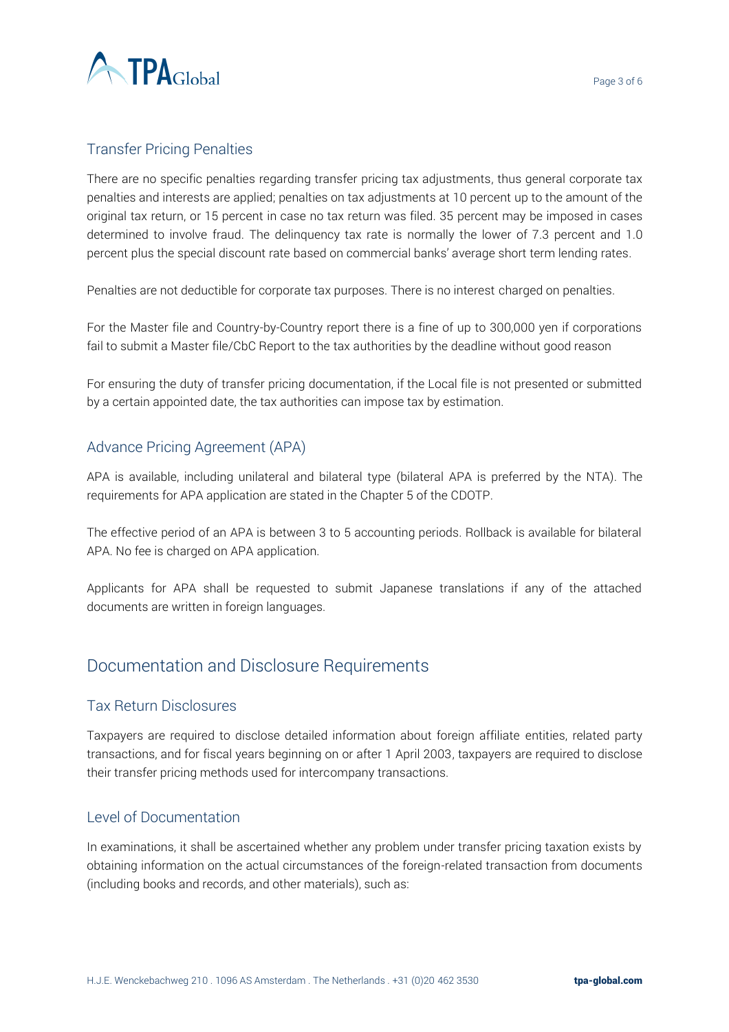### Transfer Pricing Penalties

There are no specific penalties regarding transfer pricing tax adjustments, thus general corporate tax penalties and interests are applied; penalties on tax adjustments at 10 percent up to the amount of the original tax return, or 15 percent in case no tax return was filed. 35 percent may be imposed in cases determined to involve fraud. The delinquency tax rate is normally the lower of 7.3 percent and 1.0 percent plus the special discount rate based on commercial banks' average short term lending rates.

Penalties are not deductible for corporate tax purposes. There is no interest charged on penalties.

For the Master file and Country-by-Country report there is a fine of up to 300,000 yen if corporations fail to submit a Master file/CbC Report to the tax authorities by the deadline without good reason

For ensuring the duty of transfer pricing documentation, if the Local file is not presented or submitted by a certain appointed date, the tax authorities can impose tax by estimation.

### Advance Pricing Agreement (APA)

APA is available, including unilateral and bilateral type (bilateral APA is preferred by the NTA). The requirements for APA application are stated in the Chapter 5 of the CDOTP.

The effective period of an APA is between 3 to 5 accounting periods. Rollback is available for bilateral APA. No fee is charged on APA application.

Applicants for APA shall be requested to submit Japanese translations if any of the attached documents are written in foreign languages.

## Documentation and Disclosure Requirements

### Tax Return Disclosures

Taxpayers are required to disclose detailed information about foreign affiliate entities, related party transactions, and for fiscal years beginning on or after 1 April 2003, taxpayers are required to disclose their transfer pricing methods used for intercompany transactions.

### Level of Documentation

In examinations, it shall be ascertained whether any problem under transfer pricing taxation exists by obtaining information on the actual circumstances of the foreign-related transaction from documents (including books and records, and other materials), such as: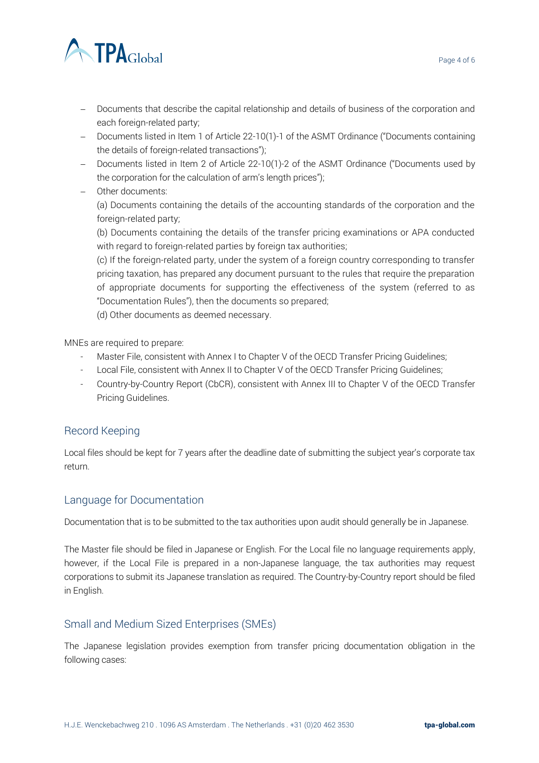- Documents that describe the capital relationship and details of business of the corporation and each foreign-related party;
- Documents listed in Item 1 of Article 22-10(1)-1 of the ASMT Ordinance ("Documents containing the details of foreign-related transactions");
- Documents listed in Item 2 of Article 22-10(1)-2 of the ASMT Ordinance ("Documents used by the corporation for the calculation of arm's length prices");
- Other documents:

  (a) Documents containing the details of the accounting standards of the corporation and the foreign-related party;

  (b) Documents containing the details of the transfer pricing examinations or APA conducted with regard to foreign-related parties by foreign tax authorities;

  (c) If the foreign-related party, under the system of a foreign country corresponding to transfer pricing taxation, has prepared any document pursuant to the rules that require the preparation of appropriate documents for supporting the effectiveness of the system (referred to as "Documentation Rules"), then the documents so prepared;

  (d) Other documents as deemed necessary.

MNEs are required to prepare:

- Master File, consistent with Annex I to Chapter V of the OECD Transfer Pricing Guidelines;
- Local File, consistent with Annex II to Chapter V of the OECD Transfer Pricing Guidelines;
- Country-by-Country Report (CbCR), consistent with Annex III to Chapter V of the OECD Transfer Pricing Guidelines.

## Record Keeping

Local files should be kept for 7 years after the deadline date of submitting the subject year's corporate tax return.

## Language for Documentation

Documentation that is to be submitted to the tax authorities upon audit should generally be in Japanese.

The Master file should be filed in Japanese or English. For the Local file no language requirements apply, however, if the Local File is prepared in a non-Japanese language, the tax authorities may request corporations to submit its Japanese translation as required. The Country-by-Country report should be filed in English.

## Small and Medium Sized Enterprises (SMEs)

The Japanese legislation provides exemption from transfer pricing documentation obligation in the following cases: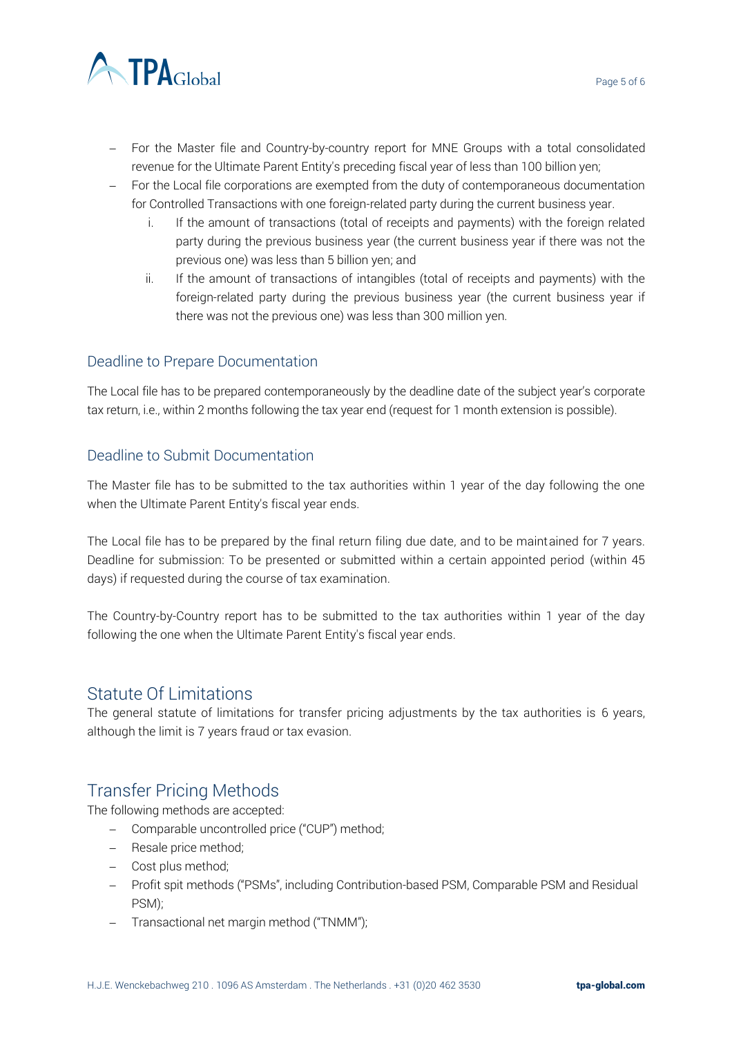- For the Master file and Country-by-country report for MNE Groups with a total consolidated revenue for the Ultimate Parent Entity's preceding fiscal year of less than 100 billion yen;
- For the Local file corporations are exempted from the duty of contemporaneous documentation for Controlled Transactions with one foreign-related party during the current business year.
    i. If the amount of transactions (total of receipts and payments) with the foreign related party during the previous business year (the current business year if there was not the previous one) was less than 5 billion yen; and
    ii. If the amount of transactions of intangibles (total of receipts and payments) with the foreign-related party during the previous business year (the current business year if there was not the previous one) was less than 300 million yen.

### Deadline to Prepare Documentation

The Local file has to be prepared contemporaneously by the deadline date of the subject year's corporate tax return, i.e., within 2 months following the tax year end (request for 1 month extension is possible).

### Deadline to Submit Documentation

The Master file has to be submitted to the tax authorities within 1 year of the day following the one when the Ultimate Parent Entity's fiscal year ends.

The Local file has to be prepared by the final return filing due date, and to be maintained for 7 years. Deadline for submission: To be presented or submitted within a certain appointed period (within 45 days) if requested during the course of tax examination.

The Country-by-Country report has to be submitted to the tax authorities within 1 year of the day following the one when the Ultimate Parent Entity's fiscal year ends.

## Statute Of Limitations

The general statute of limitations for transfer pricing adjustments by the tax authorities is 6 years, although the limit is 7 years fraud or tax evasion.

## Transfer Pricing Methods

The following methods are accepted:

- Comparable uncontrolled price ("CUP") method;
- Resale price method;
- Cost plus method;
- Profit spit methods ("PSMs", including Contribution-based PSM, Comparable PSM and Residual PSM);
- Transactional net margin method ("TNMM");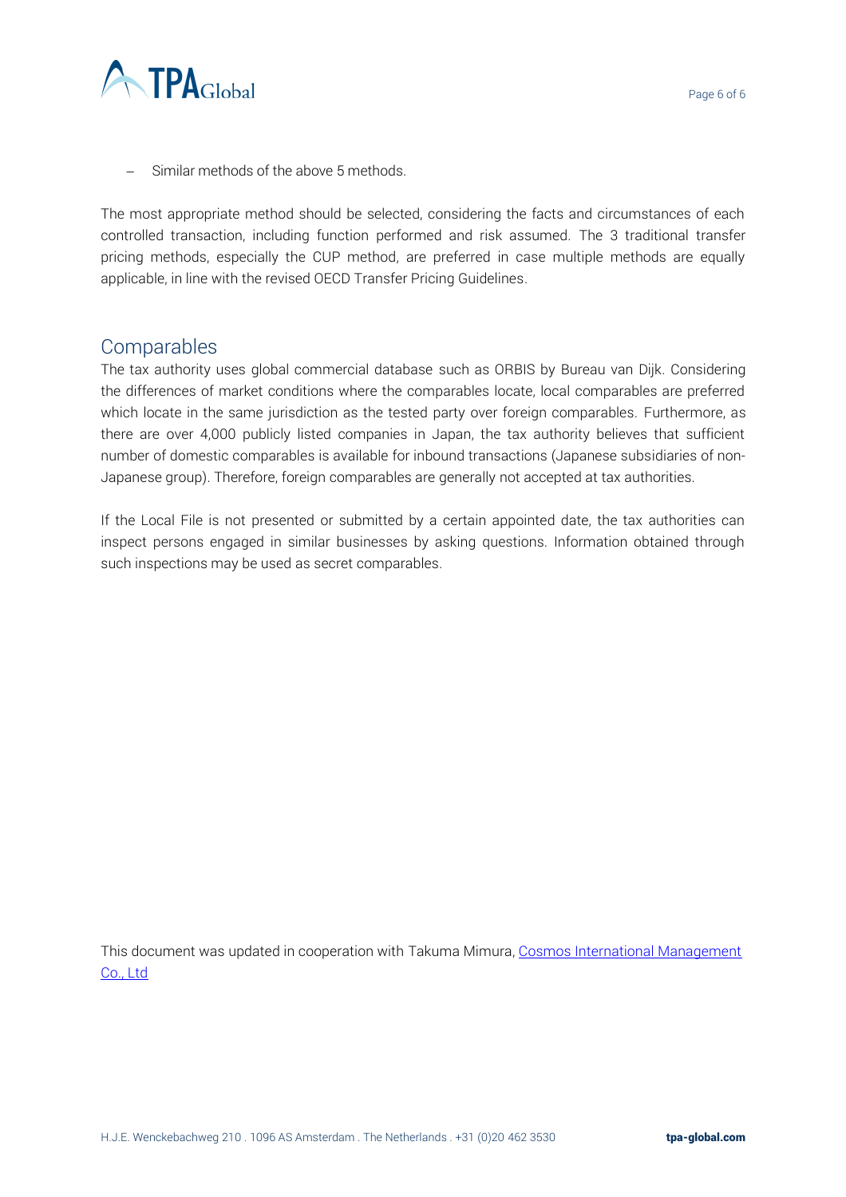- Similar methods of the above 5 methods.

The most appropriate method should be selected, considering the facts and circumstances of each controlled transaction, including function performed and risk assumed. The 3 traditional transfer pricing methods, especially the CUP method, are preferred in case multiple methods are equally applicable, in line with the revised OECD Transfer Pricing Guidelines.

## Comparables

The tax authority uses global commercial database such as ORBIS by Bureau van Dijk. Considering the differences of market conditions where the comparables locate, local comparables are preferred which locate in the same jurisdiction as the tested party over foreign comparables. Furthermore, as there are over 4,000 publicly listed companies in Japan, the tax authority believes that sufficient number of domestic comparables is available for inbound transactions (Japanese subsidiaries of non-Japanese group). Therefore, foreign comparables are generally not accepted at tax authorities.

If the Local File is not presented or submitted by a certain appointed date, the tax authorities can inspect persons engaged in similar businesses by asking questions. Information obtained through such inspections may be used as secret comparables.

This document was updated in cooperation with Takuma Mimura, Cosmos International Management Co., Ltd